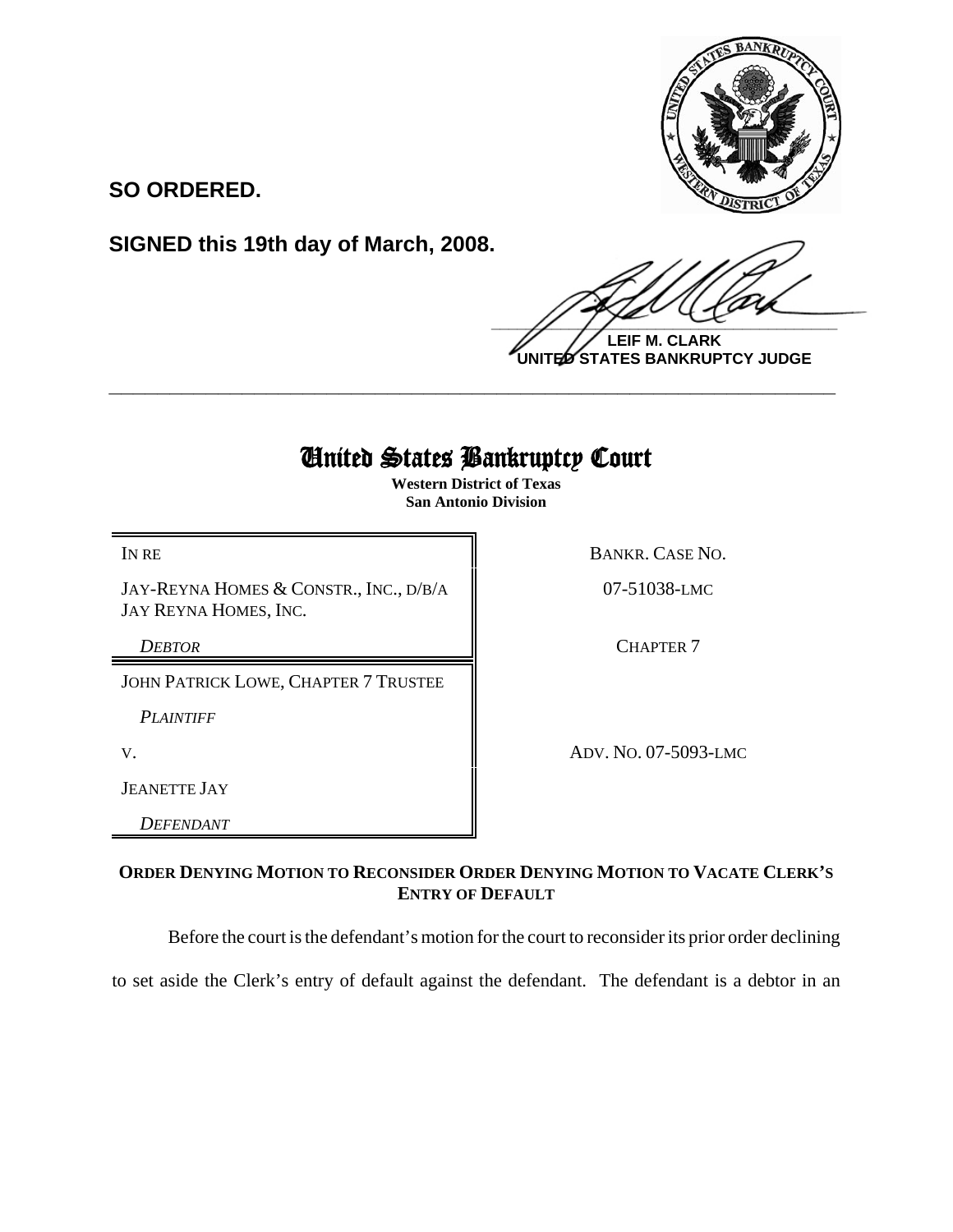**SO ORDERED.**

**SIGNED this 19th day of March, 2008.**

**LEIF M. CLARK**
**UNITED STATES BANKRUPTCY JUDGE**

---

# United States Bankruptcy Court

**Western District of Texas**
**San Antonio Division**

| | |
|---|---|
| IN RE | BANKR. CASE NO. |
| JAY-REYNA HOMES & CONSTR., INC., D/B/A JAY REYNA HOMES, INC. | 07-51038-LMC |
| *DEBTOR* | CHAPTER 7 |
| JOHN PATRICK LOWE, CHAPTER 7 TRUSTEE | |
| *PLAINTIFF* | |
| V. | ADV. NO. 07-5093-LMC |
| JEANETTE JAY | |
| *DEFENDANT* | |

**ORDER DENYING MOTION TO RECONSIDER ORDER DENYING MOTION TO VACATE CLERK'S ENTRY OF DEFAULT**

Before the court is the defendant's motion for the court to reconsider its prior order declining to set aside the Clerk's entry of default against the defendant. The defendant is a debtor in an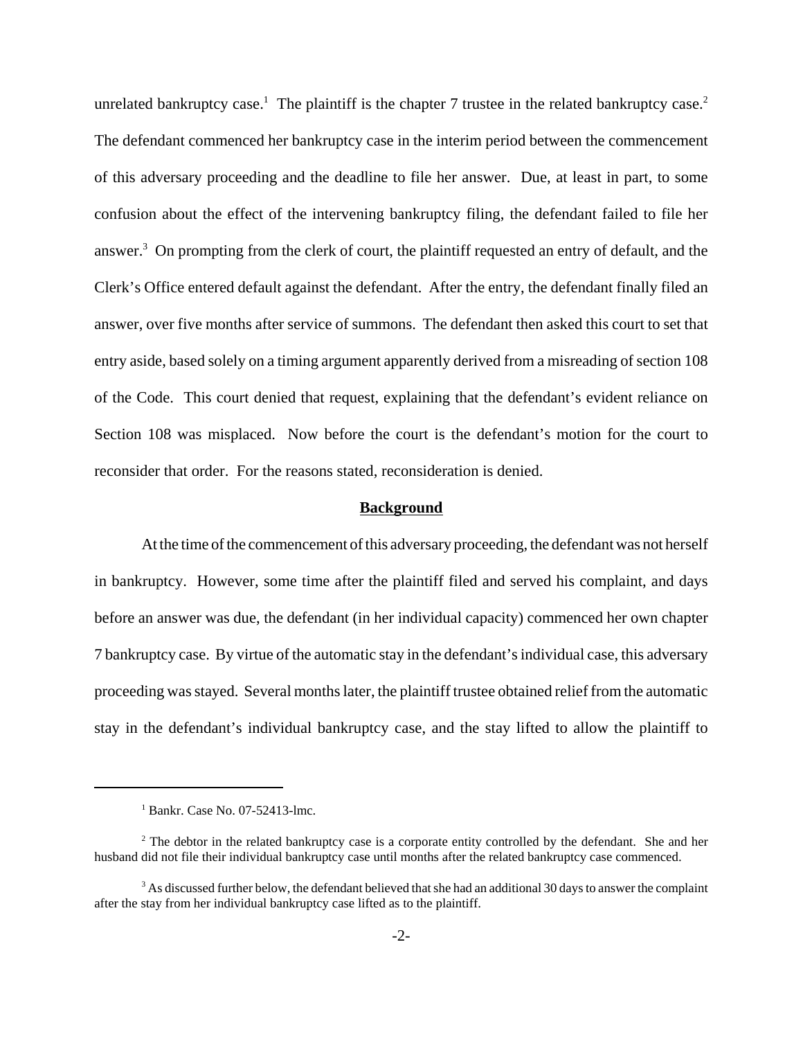unrelated bankruptcy case.[1] The plaintiff is the chapter 7 trustee in the related bankruptcy case.[2] The defendant commenced her bankruptcy case in the interim period between the commencement of this adversary proceeding and the deadline to file her answer. Due, at least in part, to some confusion about the effect of the intervening bankruptcy filing, the defendant failed to file her answer.[3] On prompting from the clerk of court, the plaintiff requested an entry of default, and the Clerk's Office entered default against the defendant. After the entry, the defendant finally filed an answer, over five months after service of summons. The defendant then asked this court to set that entry aside, based solely on a timing argument apparently derived from a misreading of section 108 of the Code. This court denied that request, explaining that the defendant's evident reliance on Section 108 was misplaced. Now before the court is the defendant's motion for the court to reconsider that order. For the reasons stated, reconsideration is denied.

## Background

At the time of the commencement of this adversary proceeding, the defendant was not herself in bankruptcy. However, some time after the plaintiff filed and served his complaint, and days before an answer was due, the defendant (in her individual capacity) commenced her own chapter 7 bankruptcy case. By virtue of the automatic stay in the defendant's individual case, this adversary proceeding was stayed. Several months later, the plaintiff trustee obtained relief from the automatic stay in the defendant's individual bankruptcy case, and the stay lifted to allow the plaintiff to

---

[1] Bankr. Case No. 07-52413-lmc.

[2] The debtor in the related bankruptcy case is a corporate entity controlled by the defendant. She and her husband did not file their individual bankruptcy case until months after the related bankruptcy case commenced.

[3] As discussed further below, the defendant believed that she had an additional 30 days to answer the complaint after the stay from her individual bankruptcy case lifted as to the plaintiff.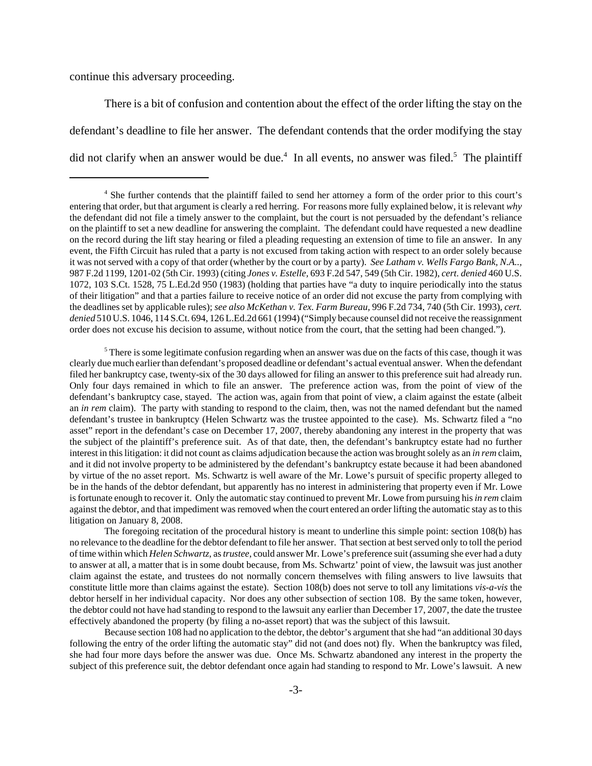continue this adversary proceeding.

There is a bit of confusion and contention about the effect of the order lifting the stay on the defendant's deadline to file her answer. The defendant contends that the order modifying the stay did not clarify when an answer would be due.[4] In all events, no answer was filed.[5] The plaintiff

---

[4] She further contends that the plaintiff failed to send her attorney a form of the order prior to this court's entering that order, but that argument is clearly a red herring. For reasons more fully explained below, it is relevant *why* the defendant did not file a timely answer to the complaint, but the court is not persuaded by the defendant's reliance on the plaintiff to set a new deadline for answering the complaint. The defendant could have requested a new deadline on the record during the lift stay hearing or filed a pleading requesting an extension of time to file an answer. In any event, the Fifth Circuit has ruled that a party is not excused from taking action with respect to an order solely because it was not served with a copy of that order (whether by the court or by a party). *See Latham v. Wells Fargo Bank, N.A.*., 987 F.2d 1199, 1201-02 (5th Cir. 1993) (citing *Jones v. Estelle*, 693 F.2d 547, 549 (5th Cir. 1982), *cert. denied* 460 U.S. 1072, 103 S.Ct. 1528, 75 L.Ed.2d 950 (1983) (holding that parties have "a duty to inquire periodically into the status of their litigation" and that a parties failure to receive notice of an order did not excuse the party from complying with the deadlines set by applicable rules); *see also McKethan v. Tex. Farm Bureau*, 996 F.2d 734, 740 (5th Cir. 1993), *cert. denied* 510 U.S. 1046, 114 S.Ct. 694, 126 L.Ed.2d 661 (1994) ("Simply because counsel did not receive the reassignment order does not excuse his decision to assume, without notice from the court, that the setting had been changed.").

[5] There is some legitimate confusion regarding when an answer was due on the facts of this case, though it was clearly due much earlier than defendant's proposed deadline or defendant's actual eventual answer. When the defendant filed her bankruptcy case, twenty-six of the 30 days allowed for filing an answer to this preference suit had already run. Only four days remained in which to file an answer. The preference action was, from the point of view of the defendant's bankruptcy case, stayed. The action was, again from that point of view, a claim against the estate (albeit an *in rem* claim). The party with standing to respond to the claim, then, was not the named defendant but the named defendant's trustee in bankruptcy (Helen Schwartz was the trustee appointed to the case). Ms. Schwartz filed a "no asset" report in the defendant's case on December 17, 2007, thereby abandoning any interest in the property that was the subject of the plaintiff's preference suit. As of that date, then, the defendant's bankruptcy estate had no further interest in this litigation: it did not count as claims adjudication because the action was brought solely as an *in rem* claim, and it did not involve property to be administered by the defendant's bankruptcy estate because it had been abandoned by virtue of the no asset report. Ms. Schwartz is well aware of the Mr. Lowe's pursuit of specific property alleged to be in the hands of the debtor defendant, but apparently has no interest in administering that property even if Mr. Lowe is fortunate enough to recover it. Only the automatic stay continued to prevent Mr. Lowe from pursuing his *in rem* claim against the debtor, and that impediment was removed when the court entered an order lifting the automatic stay as to this litigation on January 8, 2008.

The foregoing recitation of the procedural history is meant to underline this simple point: section 108(b) has no relevance to the deadline for the debtor defendant to file her answer. That section at best served only to toll the period of time within which *Helen Schwartz*, as *trustee*, could answer Mr. Lowe's preference suit (assuming she ever had a duty to answer at all, a matter that is in some doubt because, from Ms. Schwartz' point of view, the lawsuit was just another claim against the estate, and trustees do not normally concern themselves with filing answers to live lawsuits that constitute little more than claims against the estate). Section 108(b) does not serve to toll any limitations *vis-a-vis* the debtor herself in her individual capacity. Nor does any other subsection of section 108. By the same token, however, the debtor could not have had standing to respond to the lawsuit any earlier than December 17, 2007, the date the trustee effectively abandoned the property (by filing a no-asset report) that was the subject of this lawsuit.

Because section 108 had no application to the debtor, the debtor's argument that she had "an additional 30 days following the entry of the order lifting the automatic stay" did not (and does not) fly. When the bankruptcy was filed, she had four more days before the answer was due. Once Ms. Schwartz abandoned any interest in the property the subject of this preference suit, the debtor defendant once again had standing to respond to Mr. Lowe's lawsuit. A new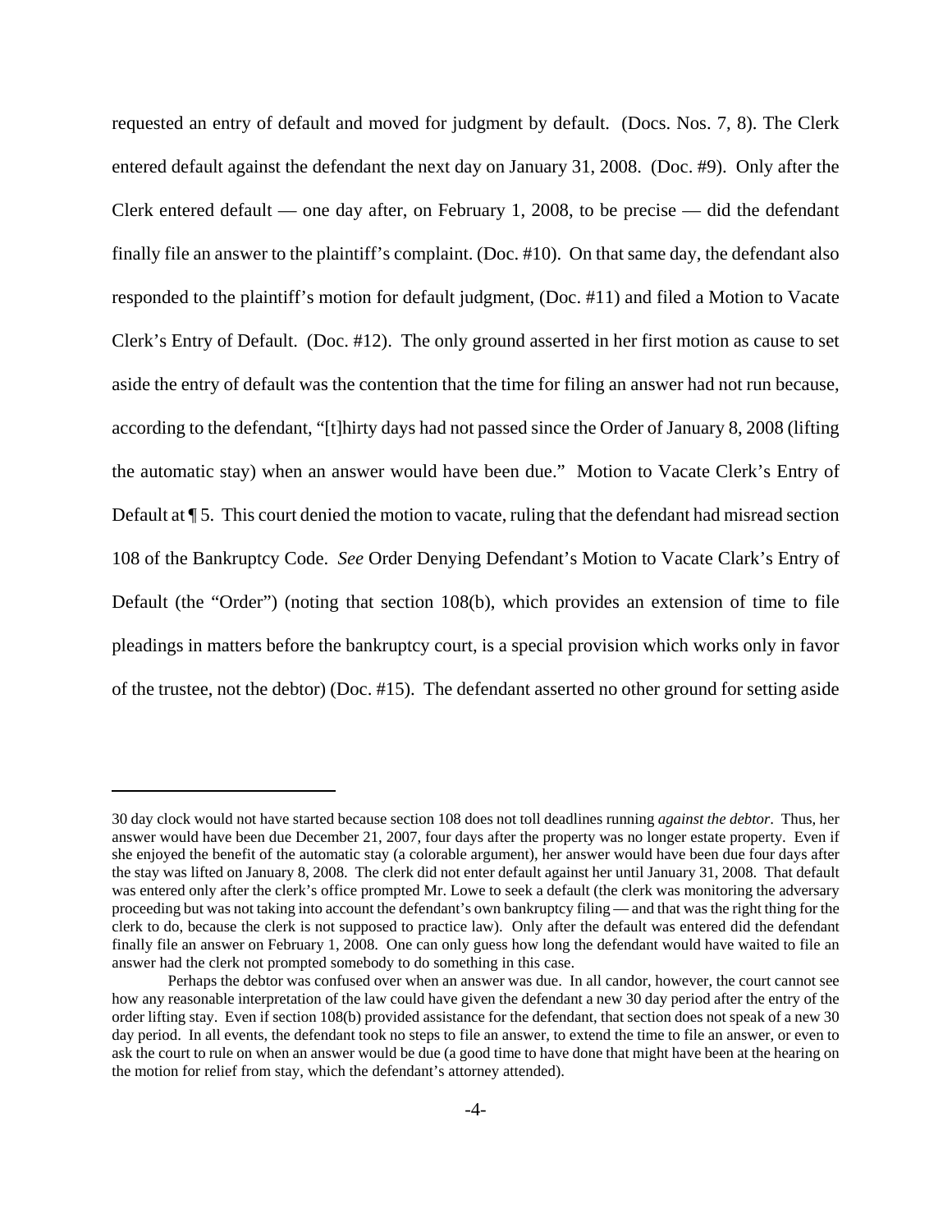requested an entry of default and moved for judgment by default. (Docs. Nos. 7, 8). The Clerk entered default against the defendant the next day on January 31, 2008. (Doc. #9). Only after the Clerk entered default — one day after, on February 1, 2008, to be precise — did the defendant finally file an answer to the plaintiff's complaint. (Doc. #10). On that same day, the defendant also responded to the plaintiff's motion for default judgment, (Doc. #11) and filed a Motion to Vacate Clerk's Entry of Default. (Doc. #12). The only ground asserted in her first motion as cause to set aside the entry of default was the contention that the time for filing an answer had not run because, according to the defendant, "[t]hirty days had not passed since the Order of January 8, 2008 (lifting the automatic stay) when an answer would have been due." Motion to Vacate Clerk's Entry of Default at ¶ 5. This court denied the motion to vacate, ruling that the defendant had misread section 108 of the Bankruptcy Code. *See* Order Denying Defendant's Motion to Vacate Clark's Entry of Default (the "Order") (noting that section 108(b), which provides an extension of time to file pleadings in matters before the bankruptcy court, is a special provision which works only in favor of the trustee, not the debtor) (Doc. #15). The defendant asserted no other ground for setting aside

---

30 day clock would not have started because section 108 does not toll deadlines running *against the debtor*. Thus, her answer would have been due December 21, 2007, four days after the property was no longer estate property. Even if she enjoyed the benefit of the automatic stay (a colorable argument), her answer would have been due four days after the stay was lifted on January 8, 2008. The clerk did not enter default against her until January 31, 2008. That default was entered only after the clerk's office prompted Mr. Lowe to seek a default (the clerk was monitoring the adversary proceeding but was not taking into account the defendant's own bankruptcy filing — and that was the right thing for the clerk to do, because the clerk is not supposed to practice law). Only after the default was entered did the defendant finally file an answer on February 1, 2008. One can only guess how long the defendant would have waited to file an answer had the clerk not prompted somebody to do something in this case.

Perhaps the debtor was confused over when an answer was due. In all candor, however, the court cannot see how any reasonable interpretation of the law could have given the defendant a new 30 day period after the entry of the order lifting stay. Even if section 108(b) provided assistance for the defendant, that section does not speak of a new 30 day period. In all events, the defendant took no steps to file an answer, to extend the time to file an answer, or even to ask the court to rule on when an answer would be due (a good time to have done that might have been at the hearing on the motion for relief from stay, which the defendant's attorney attended).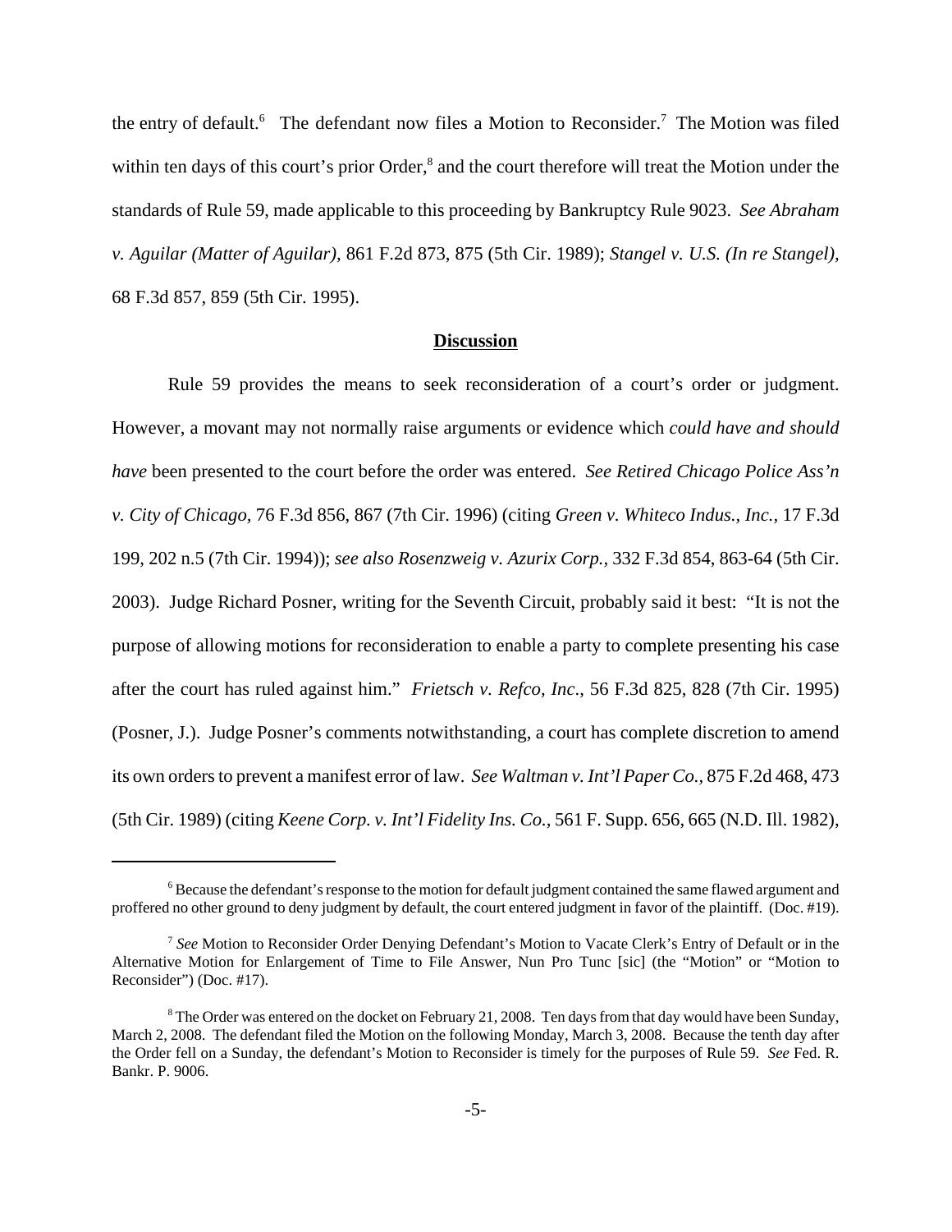the entry of default.[6] The defendant now files a Motion to Reconsider.[7] The Motion was filed within ten days of this court's prior Order,[8] and the court therefore will treat the Motion under the standards of Rule 59, made applicable to this proceeding by Bankruptcy Rule 9023. *See Abraham v. Aguilar (Matter of Aguilar),* 861 F.2d 873, 875 (5th Cir. 1989); *Stangel v. U.S. (In re Stangel),* 68 F.3d 857, 859 (5th Cir. 1995).

## Discussion

Rule 59 provides the means to seek reconsideration of a court's order or judgment. However, a movant may not normally raise arguments or evidence which *could have and should have* been presented to the court before the order was entered. *See Retired Chicago Police Ass'n v. City of Chicago,* 76 F.3d 856, 867 (7th Cir. 1996) (citing *Green v. Whiteco Indus., Inc.,* 17 F.3d 199, 202 n.5 (7th Cir. 1994)); *see also Rosenzweig v. Azurix Corp.*, 332 F.3d 854, 863-64 (5th Cir. 2003). Judge Richard Posner, writing for the Seventh Circuit, probably said it best: "It is not the purpose of allowing motions for reconsideration to enable a party to complete presenting his case after the court has ruled against him." *Frietsch v. Refco, Inc*., 56 F.3d 825, 828 (7th Cir. 1995) (Posner, J.). Judge Posner's comments notwithstanding, a court has complete discretion to amend its own orders to prevent a manifest error of law. *See Waltman v. Int'l Paper Co.,* 875 F.2d 468, 473 (5th Cir. 1989) (citing *Keene Corp. v. Int'l Fidelity Ins. Co.,* 561 F. Supp. 656, 665 (N.D. Ill. 1982),

---

[6] Because the defendant's response to the motion for default judgment contained the same flawed argument and proffered no other ground to deny judgment by default, the court entered judgment in favor of the plaintiff. (Doc. #19).

[7] *See* Motion to Reconsider Order Denying Defendant's Motion to Vacate Clerk's Entry of Default or in the Alternative Motion for Enlargement of Time to File Answer, Nun Pro Tunc [sic] (the "Motion" or "Motion to Reconsider") (Doc. #17).

[8] The Order was entered on the docket on February 21, 2008. Ten days from that day would have been Sunday, March 2, 2008. The defendant filed the Motion on the following Monday, March 3, 2008. Because the tenth day after the Order fell on a Sunday, the defendant's Motion to Reconsider is timely for the purposes of Rule 59. *See* Fed. R. Bankr. P. 9006.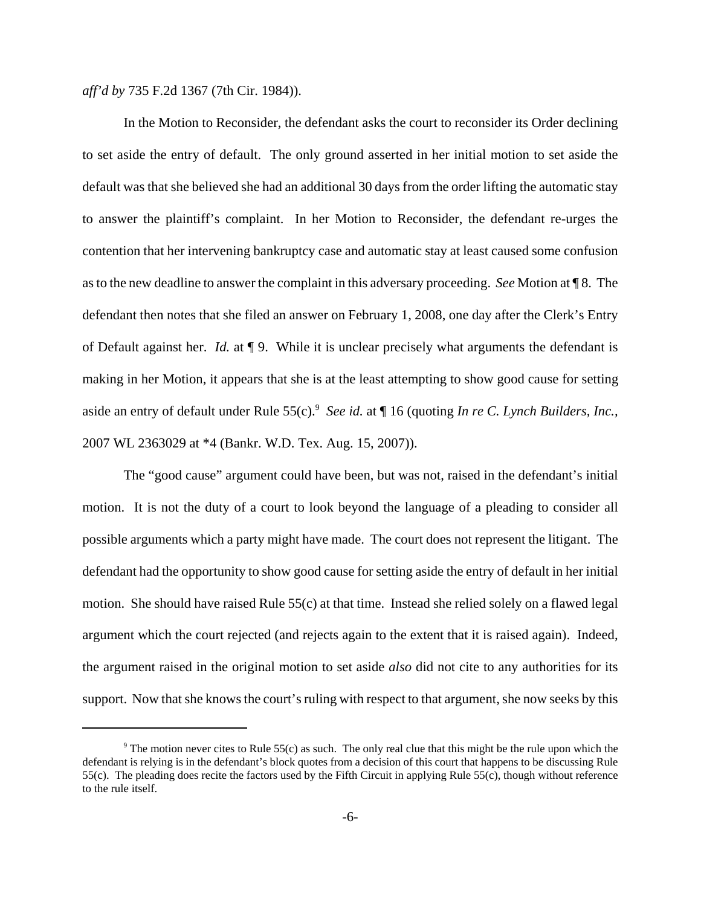*aff'd by* 735 F.2d 1367 (7th Cir. 1984)).

In the Motion to Reconsider, the defendant asks the court to reconsider its Order declining to set aside the entry of default. The only ground asserted in her initial motion to set aside the default was that she believed she had an additional 30 days from the order lifting the automatic stay to answer the plaintiff's complaint. In her Motion to Reconsider, the defendant re-urges the contention that her intervening bankruptcy case and automatic stay at least caused some confusion as to the new deadline to answer the complaint in this adversary proceeding. *See* Motion at ¶ 8. The defendant then notes that she filed an answer on February 1, 2008, one day after the Clerk's Entry of Default against her. *Id.* at ¶ 9. While it is unclear precisely what arguments the defendant is making in her Motion, it appears that she is at the least attempting to show good cause for setting aside an entry of default under Rule 55(c).[9] *See id.* at ¶ 16 (quoting *In re C. Lynch Builders, Inc.*, 2007 WL 2363029 at *4 (Bankr. W.D. Tex. Aug. 15, 2007)).

The "good cause" argument could have been, but was not, raised in the defendant's initial motion. It is not the duty of a court to look beyond the language of a pleading to consider all possible arguments which a party might have made. The court does not represent the litigant. The defendant had the opportunity to show good cause for setting aside the entry of default in her initial motion. She should have raised Rule 55(c) at that time. Instead she relied solely on a flawed legal argument which the court rejected (and rejects again to the extent that it is raised again). Indeed, the argument raised in the original motion to set aside *also* did not cite to any authorities for its support. Now that she knows the court's ruling with respect to that argument, she now seeks by this

[9] The motion never cites to Rule 55(c) as such. The only real clue that this might be the rule upon which the defendant is relying is in the defendant's block quotes from a decision of this court that happens to be discussing Rule 55(c). The pleading does recite the factors used by the Fifth Circuit in applying Rule 55(c), though without reference to the rule itself.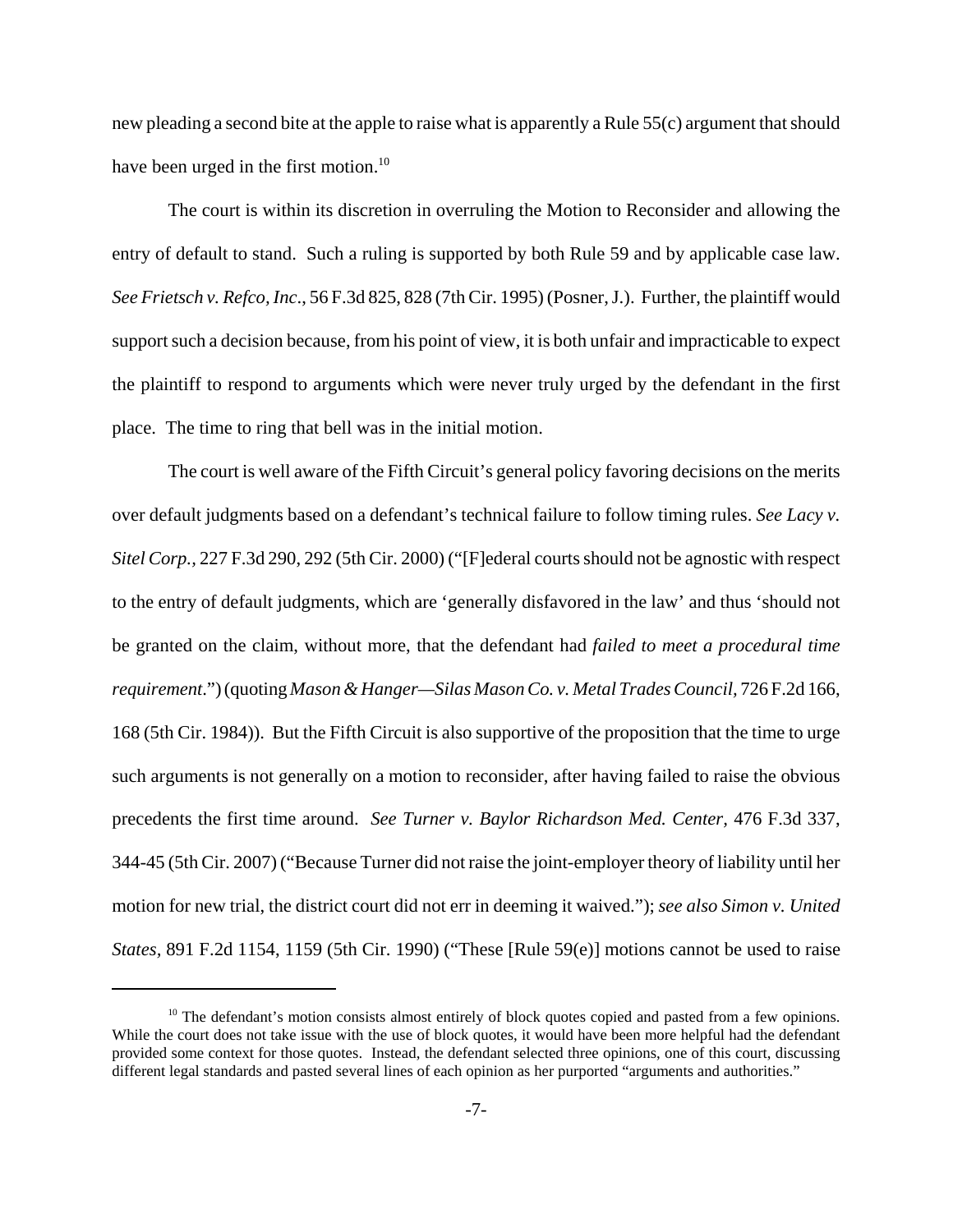new pleading a second bite at the apple to raise what is apparently a Rule 55(c) argument that should have been urged in the first motion.[10]

The court is within its discretion in overruling the Motion to Reconsider and allowing the entry of default to stand. Such a ruling is supported by both Rule 59 and by applicable case law. *See Frietsch v. Refco, Inc*., 56 F.3d 825, 828 (7th Cir. 1995) (Posner, J.). Further, the plaintiff would support such a decision because, from his point of view, it is both unfair and impracticable to expect the plaintiff to respond to arguments which were never truly urged by the defendant in the first place. The time to ring that bell was in the initial motion.

The court is well aware of the Fifth Circuit's general policy favoring decisions on the merits over default judgments based on a defendant's technical failure to follow timing rules. *See Lacy v. Sitel Corp.*, 227 F.3d 290, 292 (5th Cir. 2000) ("[F]ederal courts should not be agnostic with respect to the entry of default judgments, which are 'generally disfavored in the law' and thus 'should not be granted on the claim, without more, that the defendant had *failed to meet a procedural time requirement*.") (quoting *Mason & Hanger—Silas Mason Co. v. Metal Trades Council*, 726 F.2d 166, 168 (5th Cir. 1984)). But the Fifth Circuit is also supportive of the proposition that the time to urge such arguments is not generally on a motion to reconsider, after having failed to raise the obvious precedents the first time around. *See Turner v. Baylor Richardson Med. Center*, 476 F.3d 337, 344-45 (5th Cir. 2007) ("Because Turner did not raise the joint-employer theory of liability until her motion for new trial, the district court did not err in deeming it waived."); *see also Simon v. United States*, 891 F.2d 1154, 1159 (5th Cir. 1990) ("These [Rule 59(e)] motions cannot be used to raise

---

[10] The defendant's motion consists almost entirely of block quotes copied and pasted from a few opinions. While the court does not take issue with the use of block quotes, it would have been more helpful had the defendant provided some context for those quotes. Instead, the defendant selected three opinions, one of this court, discussing different legal standards and pasted several lines of each opinion as her purported "arguments and authorities."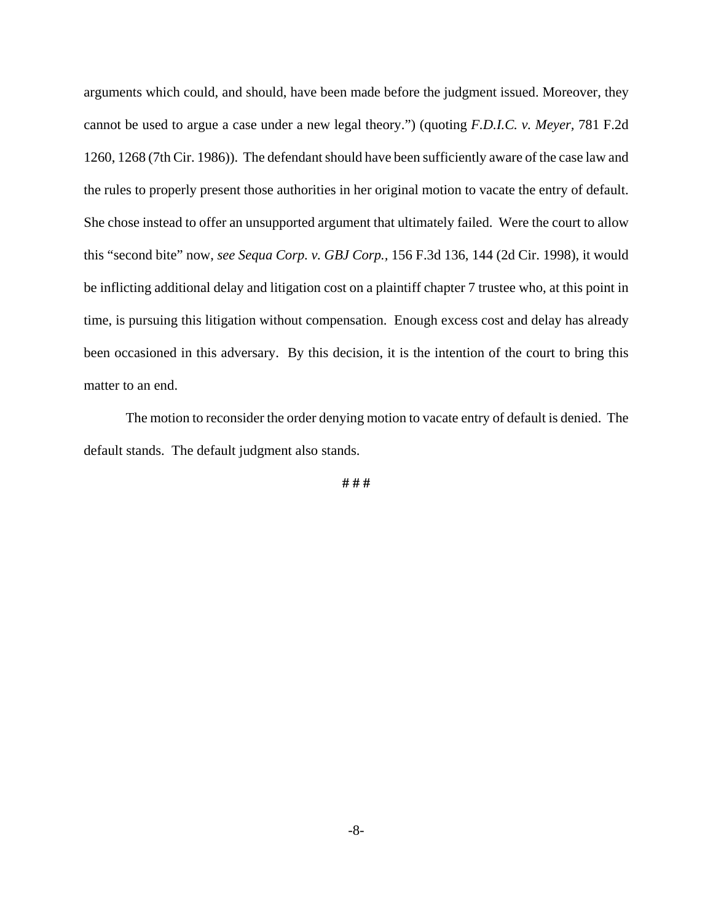arguments which could, and should, have been made before the judgment issued. Moreover, they cannot be used to argue a case under a new legal theory.") (quoting *F.D.I.C. v. Meyer*, 781 F.2d 1260, 1268 (7th Cir. 1986)). The defendant should have been sufficiently aware of the case law and the rules to properly present those authorities in her original motion to vacate the entry of default. She chose instead to offer an unsupported argument that ultimately failed. Were the court to allow this "second bite" now, *see Sequa Corp. v. GBJ Corp.*, 156 F.3d 136, 144 (2d Cir. 1998), it would be inflicting additional delay and litigation cost on a plaintiff chapter 7 trustee who, at this point in time, is pursuing this litigation without compensation. Enough excess cost and delay has already been occasioned in this adversary. By this decision, it is the intention of the court to bring this matter to an end.

The motion to reconsider the order denying motion to vacate entry of default is denied. The default stands. The default judgment also stands.

# # #